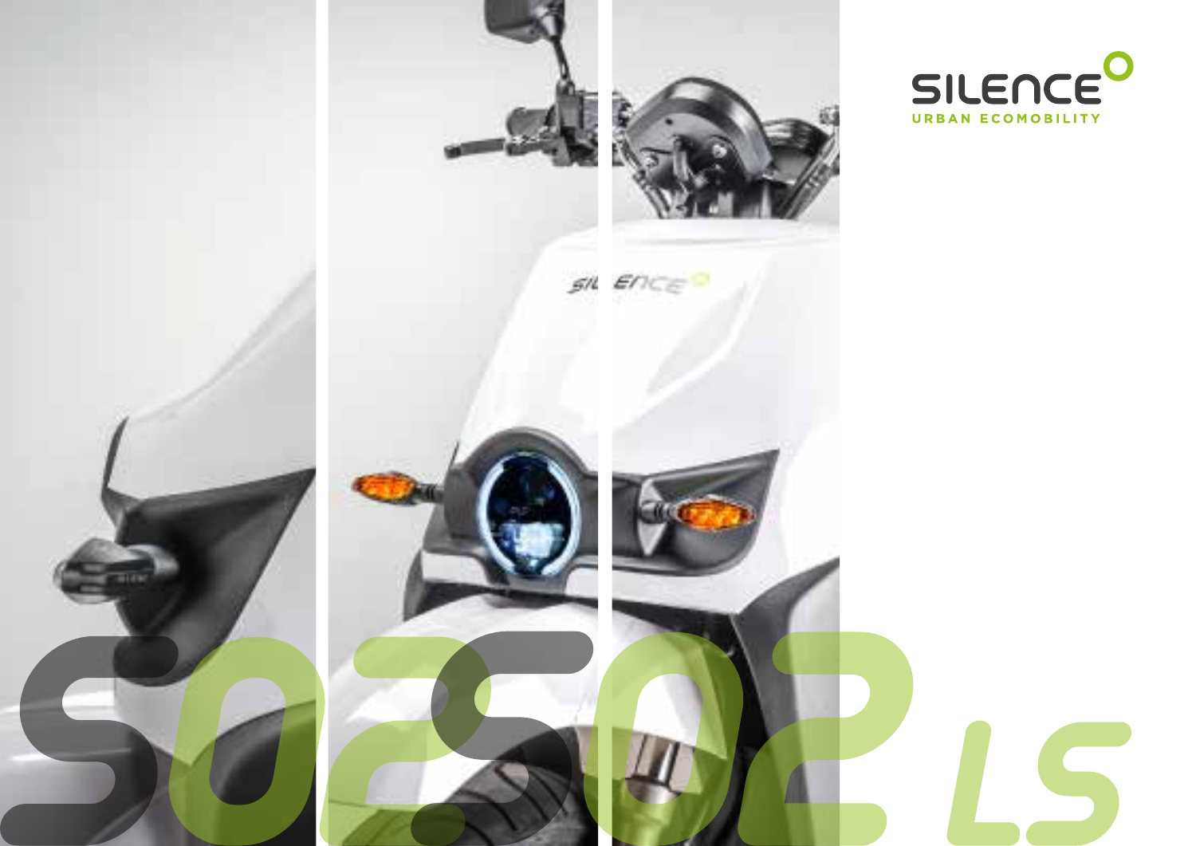SILENCE

URBAN ECOMOBILITY

# S02 S02 LS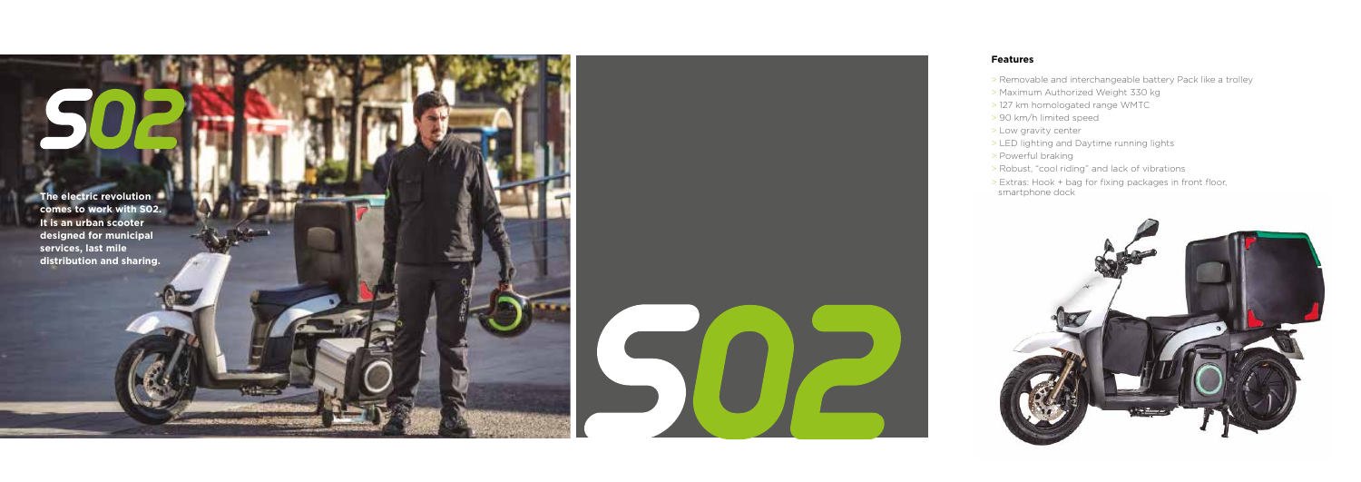# S02

**The electric revolution comes to work with S02. It is an urban scooter designed for municipal services, last mile distribution and sharing.**

S02

### Features

- > Removable and interchangeable battery Pack like a trolley
- > Maximum Authorized Weight 330 kg
- > 127 km homologated range WMTC
- > 90 km/h limited speed
- > Low gravity center
- > LED lighting and Daytime running lights
- > Powerful braking
- > Robust, "cool riding" and lack of vibrations
- > Extras: Hook + bag for fixing packages in front floor, smartphone dock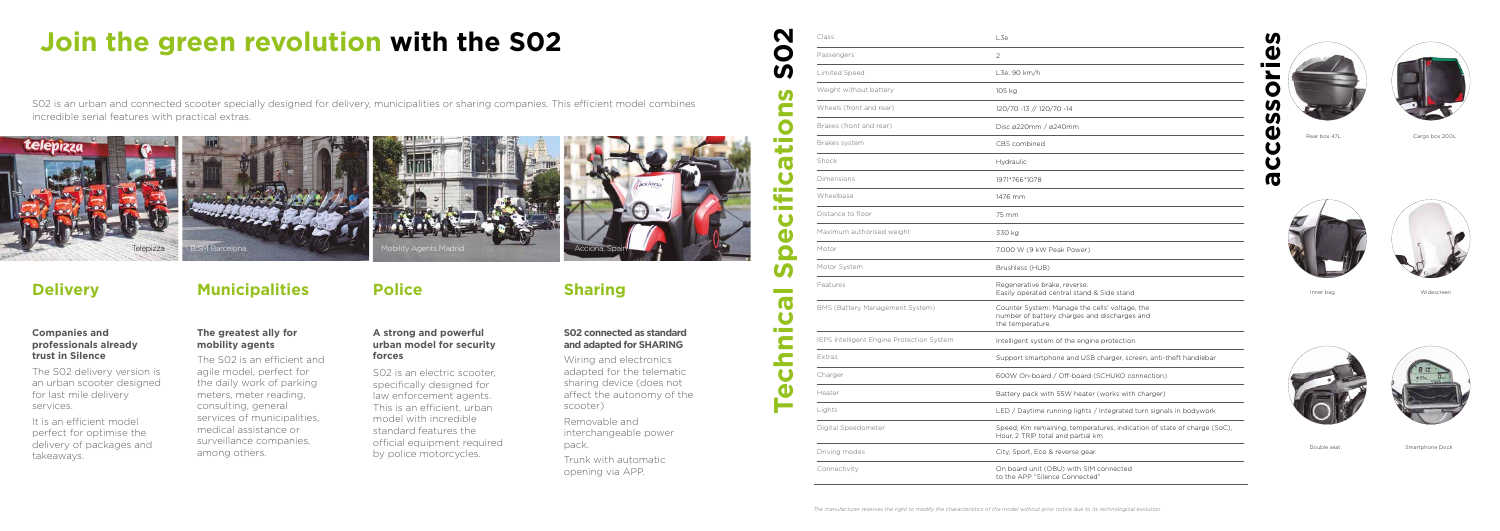# Join the green revolution with the SO2

SO2 is an urban and connected scooter specially designed for delivery, municipalities or sharing companies. This efficient model combines incredible serial features with practical extras.

Telepizza

BSM Barcelona

Mobility Agents Madrid

Acciona, Spain

## Delivery

### Companies and professionals already trust in Silence

The SO2 delivery version is an urban scooter designed for last mile delivery services.

It is an efficient model perfect for optimise the delivery of packages and takeaways.

## Municipalities

### The greatest ally for mobility agents

The SO2 is an efficient and agile model, perfect for the daily work of parking meters, meter reading, consulting, general services of municipalities, medical assistance or surveillance companies, among others.

## Police

### A strong and powerful urban model for security forces

SO2 is an electric scooter, specifically designed for law enforcement agents. This is an efficient, urban model with incredible standard features the official equipment required by police motorcycles.

## Sharing

### SO2 connected as standard and adapted for SHARING

Wiring and electronics adapted for the telematic sharing device (does not affect the autonomy of the scooter)

Removable and interchangeable power pack.

Trunk with automatic opening via APP.

## Technical Specifications SO2

| | |
|---|---|
| Class | L3e |
| Passengers | 2 |
| Limited Speed | L3e: 90 km/h |
| Weight without battery | 105 kg |
| Wheels (front and rear) | 120/70 -13 // 120/70 -14 |
| Brakes (front and rear) | Disc ø220mm / ø240mm |
| Brakes system | CBS combined |
| Shock | Hydraulic |
| Dimensions | 1971*766*1078 |
| Wheelbase | 1476 mm |
| Distance to floor | 75 mm |
| Maximum authorised weight | 330 kg |
| Motor | 7.000 W (9 kW Peak Power) |
| Motor System | Brushless (HUB) |
| Features | Regenerative brake, reverse. Easily operated central stand & Side stand |
| BMS (Battery Management System) | Counter System: Manage the cells' voltage, the number of battery charges and discharges and the temperature. |
| IEPS Intelligent Engine Protection System | Intelligent system of the engine protection |
| Extras | Support smartphone and USB charger, screen, anti-theft handlebar |
| Charger | 600W On-board / Off-board (SCHUKO connection) |
| Heater | Battery pack with 55W heater (works with charger) |
| Lights | LED / Daytime running lights / Integrated turn signals in bodywork |
| Digital Speedometer | Speed, Km remaining, temperatures, indication of state of charge (SoC), Hour, 2 TRIP total and partial km |
| Driving modes | City, Sport, Eco & reverse gear |
| Connectivity | On board unit (OBU) with SIM connected to the APP "Silence Connected" |

## accessories

Rear box 47L

Cargo box 200L

Inner bag

Windescreen

Double seat

Smartphone Dock

*The manufacturer reserves the right to modify the characteristics of the model without prior notice due to its technological evolution.*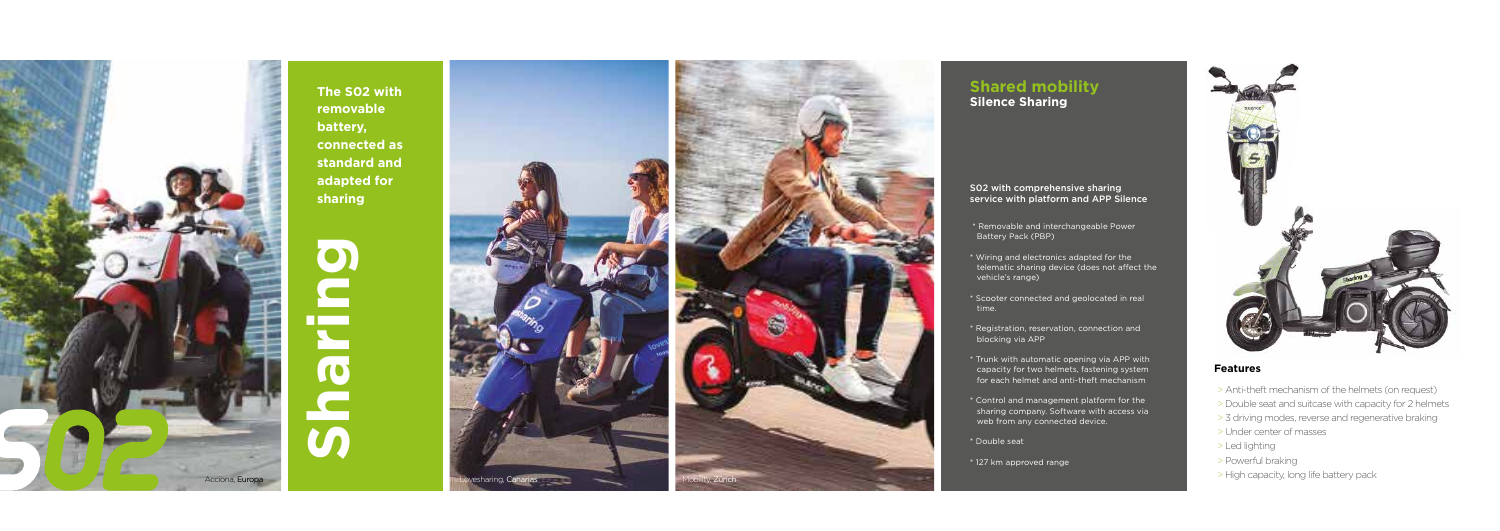**The S02 with removable battery, connected as standard and adapted for sharing**

# Sharing

S02

Acciona, Europa

Lovesharing, Canarias

Mobility, Zürich

## Shared mobility

### Silence Sharing

S02 with comprehensive sharing service with platform and APP Silence

* Removable and interchangeable Power Battery Pack (PBP)
* Wiring and electronics adapted for the telematic sharing device (does not affect the vehicle's range)
* Scooter connected and geolocated in real time.
* Registration, reservation, connection and blocking via APP
* Trunk with automatic opening via APP with capacity for two helmets, fastening system for each helmet and anti-theft mechanism
* Control and management platform for the sharing company. Software with access via web from any connected device.
* Double seat
* 127 km approved range

### Features

> Anti-theft mechanism of the helmets (on request)
> Double seat and suitcase with capacity for 2 helmets
> 3 driving modes, reverse and regenerative braking
> Under center of masses
> Led lighting
> Powerful braking
> High capacity, long life battery pack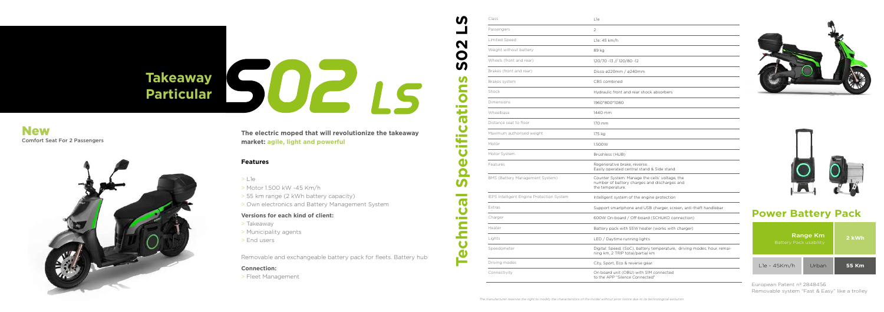# Takeaway Particular S02 LS

## New
Comfort Seat For 2 Passengers

**The electric moped that will revolutionize the takeaway market: agile, light and powerful**

### Features

> L1e
> Motor 1.500 kW -45 Km/h
> 55 km range (2 kWh battery capacity)
> Own electronics and Battery Management System

**Versions for each kind of client:**

> Takeaway
> Municipality agents
> End users

Removable and exchangeable battery pack for fleets. Battery hub

**Connection:**

> Fleet Management

## Technical Specifications S02 LS

| | |
|---|---|
| Class | L1e |
| Passengers | 2 |
| Limited Speed | L1e: 45 km/h |
| Weight without battery | 89 kg |
| Wheels (front and rear) | 120/70 -13 // 120/80 -12 |
| Brakes (front and rear) | Disco ø220mm / ø240mm |
| Brakes system | CBS combined |
| Shock | Hydraulic front and rear shock absorbers |
| Dimensions | 1960*800*1080 |
| Wheelbase | 1440 mm |
| Distance seat to floor | 170 mm |
| Maximum authorised weight | 175 kg |
| Motor | 1.500W |
| Motor System | Brushless (HUB) |
| Features | Regenerative brake, reverse. Easily operated central stand & Side stand |
| BMS (Battery Management System) | Counter System: Manage the cells' voltage, the number of battery charges and discharges and the temperature. |
| IEPS Intelligent Engine Protection System | Intelligent system of the engine protection |
| Extras | Support smartphone and USB charger, screen, anti-theft handlebar |
| Charger | 600W On-board / Off-board (SCHUKO connection) |
| Heater | Battery pack with 55W heater (works with charger) |
| Lights | LED / Daytime running lights |
| Speedometer | Digital: Speed, (SoC), battery temperature, driving modes, hour, remaining km, 2 TRIP total/partial km |
| Driving modes | City, Sport, Eco & reverse gear |
| Connectivity | On board unit (OBU) with SIM connected to the APP "Silence Connected" |

*The manufacturer reserves the right to modify the characteristics of the model without prior notice due to its technological evolution.*

## Power Battery Pack

| Range Km<br>Battery Pack usability | | 2 kWh |
|---|---|---|
| L1e - 45Km/h | Urban | 55 Km |

European Patent nº 2848456
Removable system "Fast & Easy" like a trolley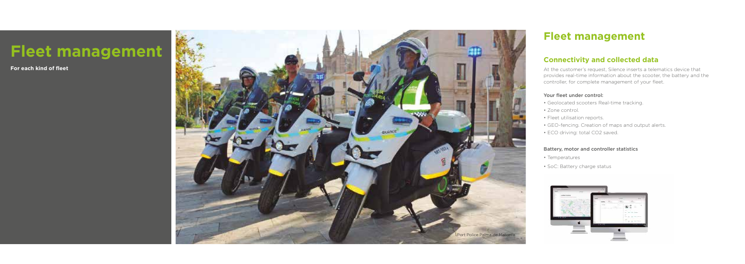# Fleet management

**For each kind of fleet**

Port Police Palma de Mallorca

## Fleet management

### Connectivity and collected data

At the customer's request, Silence inserts a telematics device that provides real-time information about the scooter, the battery and the controller, for complete management of your fleet.

Your fleet under control:

- Geolocated scooters Real-time tracking.
- Zone control.
- Fleet utilisation reports.
- GEO-fencing. Creation of maps and output alerts.
- ECO driving: total CO2 saved.

Battery, motor and controller statistics

- Temperatures
- SoC: Battery charge status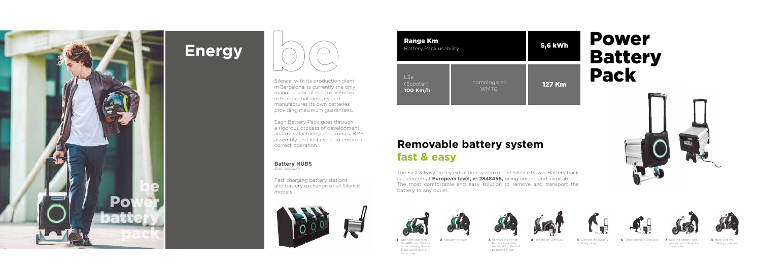# Energy

be

Silence, with its production plant in Barcelona, is currently the only manufacturer of electric vehicles in Europe that designs and manufactures its own batteries providing maximum guarantees.

Each Battery Pack goes through a rigorous process of development and manufacturing: electronics, BMS, assembly and test cycle, to ensure a correct operation.

**Battery HUBS**
*Soon available*

Fast charging battery stations and battery exchange of all Silence models

| **Range Km** Battery Pack usability | | **5,6 kWh** |
|---|---|---|
| L3e (Scooter) **100 Km/h** | homologated WMTC | **127 Km** |

# Power Battery Pack

## Removable battery system **fast & easy**

The Fast & Easy trolley extraction system of the Silence Power Battery Pack is patented at **European level, nº 2848456,** being unique and inimitable. The most comfortable and easy solution to remove and transport the battery to any outlet.

1. Open the seat with the APP, with the key or by pressing the two brake levers at the same time
2. Actuate the lever
3. Remove the Power Battery Pack with the handle collected by pulling it out
4. Take the BP with you
5. Connect the battery in any plug
6. Once charged, unplug it
7. Take the battery with you and introduce it in the scooter
8. Make sure the battery is secure

be Power battery pack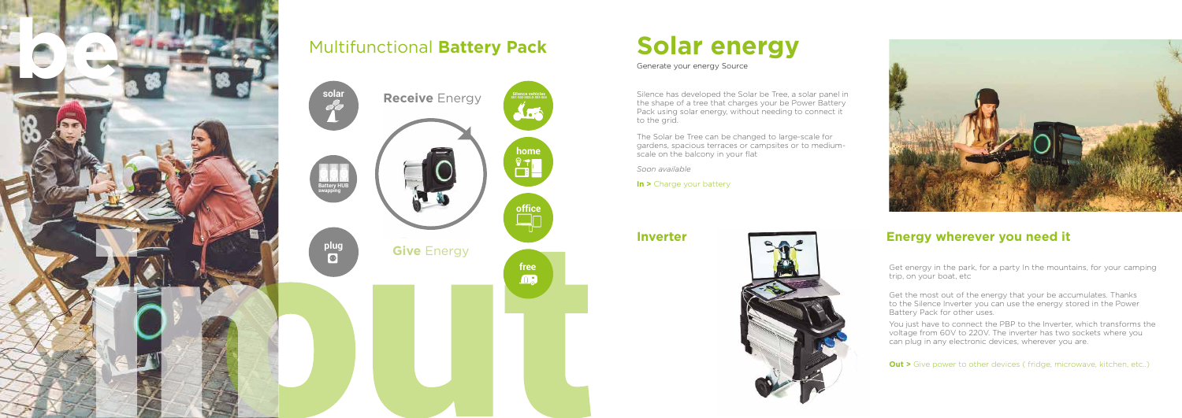# Multifunctional **Battery Pack**

solar

**Receive** Energy

Silence vehicles

home

Battery HUB swapping

office

plug

**Give** Energy

free

# Solar energy

Generate your energy Source

Silence has developed the Solar be Tree, a solar panel in the shape of a tree that charges your be Power Battery Pack using solar energy, without needing to connect it to the grid.

The Solar be Tree can be changed to large-scale for gardens, spacious terraces or campsites or to medium-scale on the balcony in your flat

*Soon available*

**In >** Charge your battery

## Inverter

## Energy wherever you need it

Get energy in the park, for a party In the mountains, for your camping trip, on your boat, etc

Get the most out of the energy that your be accumulates. Thanks to the Silence Inverter you can use the energy stored in the Power Battery Pack for other uses.

You just have to connect the PBP to the Inverter, which transforms the voltage from 60V to 220V. The inverter has two sockets where you can plug in any electronic devices, wherever you are.

**Out >** Give power to other devices ( fridge, microwave, kitchen, etc..)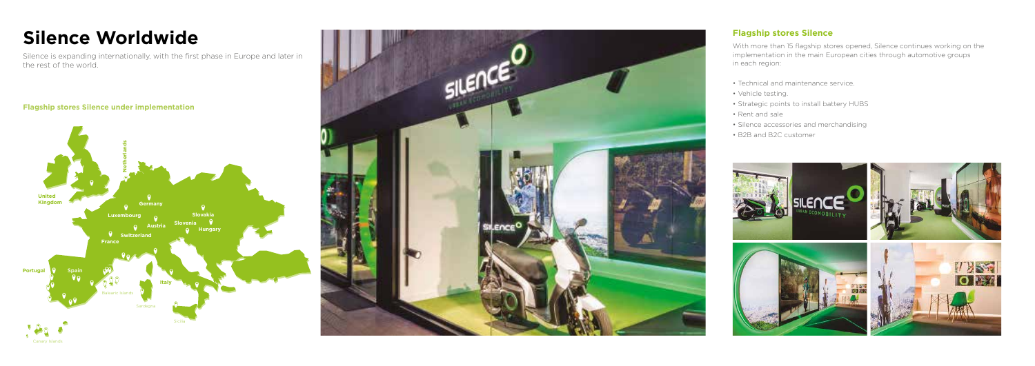# Silence Worldwide

Silence is expanding internationally, with the first phase in Europe and later in the rest of the world.

### Flagship stores Silence under implementation

United Kingdom
Netherlands
Germany
Luxembourg
Slovakia
Austria
Slovenia
Hungary
Switzerland
France
Portugal
Spain
Italy
Balearic Islands
Sardegna
Sicilia
Canary Islands

### Flagship stores Silence

With more than 15 flagship stores opened, Silence continues working on the implementation in the main European cities through automotive groups in each region:

- Technical and maintenance service.
- Vehicle testing.
- Strategic points to install battery HUBS
- Rent and sale
- Silence accessories and merchandising
- B2B and B2C customer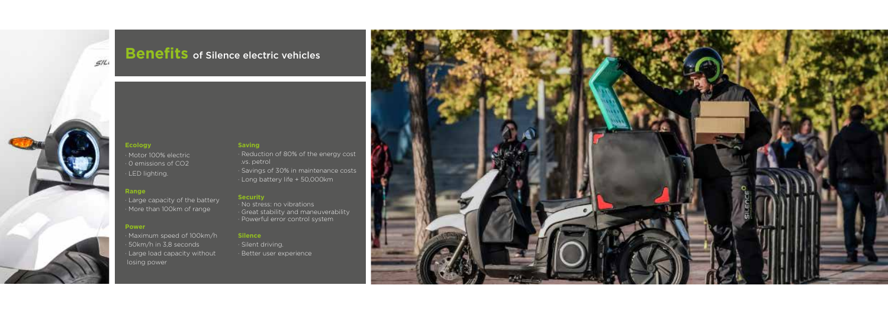# Benefits of Silence electric vehicles

### Ecology

- Motor 100% electric
- 0 emissions of CO2
- LED lighting.

### Range

- Large capacity of the battery
- More than 100km of range

### Power

- Maximum speed of 100km/h
- 50km/h in 3,8 seconds
- Large load capacity without losing power

### Saving

- Reduction of 80% of the energy cost vs. petrol
- Savings of 30% in maintenance costs
- Long battery life + 50,000km

### Security

- No stress: no vibrations
- Great stability and maneuverability
- Powerful error control system

### Silence

- Silent driving.
- Better user experience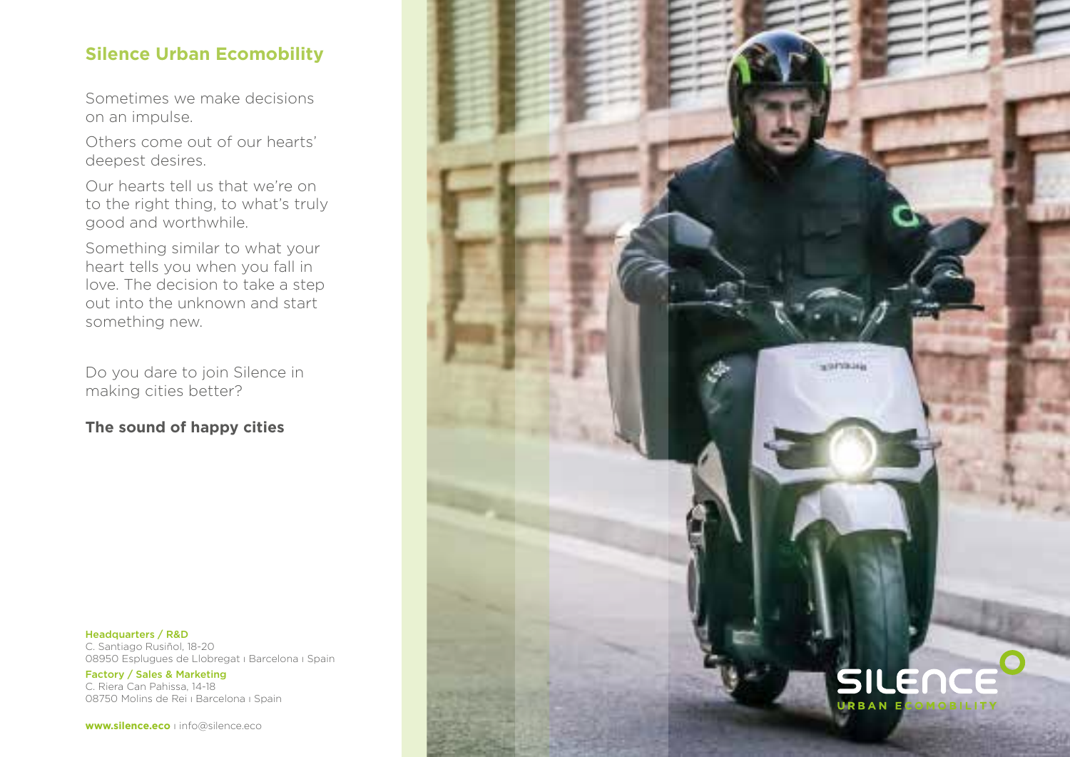## Silence Urban Ecomobility

Sometimes we make decisions on an impulse.

Others come out of our hearts' deepest desires.

Our hearts tell us that we're on to the right thing, to what's truly good and worthwhile.

Something similar to what your heart tells you when you fall in love. The decision to take a step out into the unknown and start something new.

Do you dare to join Silence in making cities better?

**The sound of happy cities**

**Headquarters / R&D**
C. Santiago Rusiñol, 18-20
08950 Esplugues de Llobregat ı Barcelona ı Spain

**Factory / Sales & Marketing**
C. Riera Can Pahissa, 14-18
08750 Molins de Rei ı Barcelona ı Spain

**www.silence.eco** ı info@silence.eco

SILENCE
URBAN ECOMOBILITY